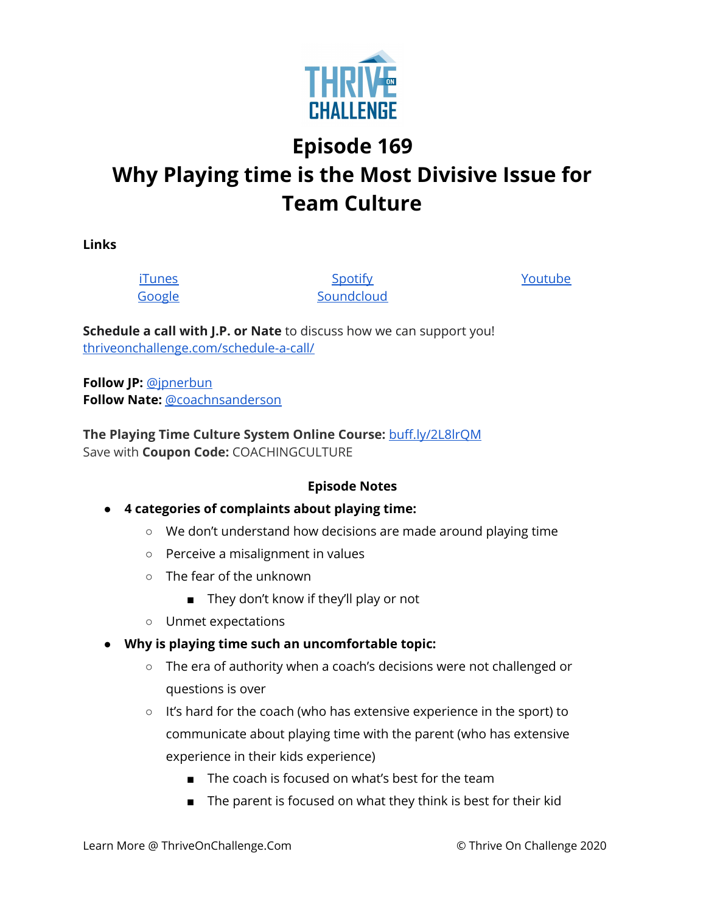# Episode 169

# Why Playing time is the Most Divisive Issue for Team Culture

**Links**

| [iTunes](#) | [Spotify](#) | [Youtube](#) |
|---|---|---|
| [Google](#) | [Soundcloud](#) | |

**Schedule a call with J.P. or Nate** to discuss how we can support you!
[thriveonchallenge.com/schedule-a-call/](thriveonchallenge.com/schedule-a-call/)

**Follow JP:** [@jpnerbun](#)
**Follow Nate:** [@coachnsanderson](#)

**The Playing Time Culture System Online Course:** [buff.ly/2L8lrQM](buff.ly/2L8lrQM)
Save with **Coupon Code:** COACHINGCULTURE

**Episode Notes**

- **4 categories of complaints about playing time:**
  - We don't understand how decisions are made around playing time
  - Perceive a misalignment in values
  - The fear of the unknown
    - They don't know if they'll play or not
  - Unmet expectations
- **Why is playing time such an uncomfortable topic:**
  - The era of authority when a coach's decisions were not challenged or questions is over
  - It's hard for the coach (who has extensive experience in the sport) to communicate about playing time with the parent (who has extensive experience in their kids experience)
    - The coach is focused on what's best for the team
    - The parent is focused on what they think is best for their kid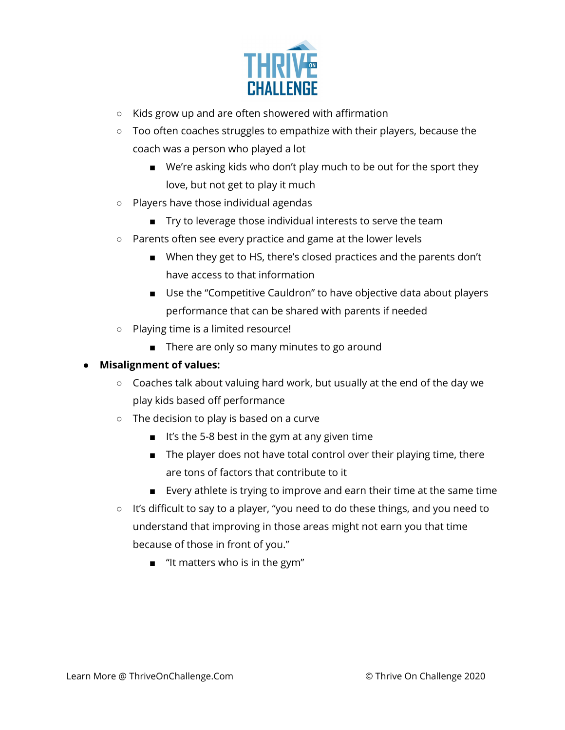- Kids grow up and are often showered with affirmation
  - Too often coaches struggles to empathize with their players, because the coach was a person who played a lot
    - We're asking kids who don't play much to be out for the sport they love, but not get to play it much
  - Players have those individual agendas
    - Try to leverage those individual interests to serve the team
  - Parents often see every practice and game at the lower levels
    - When they get to HS, there's closed practices and the parents don't have access to that information
    - Use the "Competitive Cauldron" to have objective data about players performance that can be shared with parents if needed
  - Playing time is a limited resource!
    - There are only so many minutes to go around
- **Misalignment of values:**
  - Coaches talk about valuing hard work, but usually at the end of the day we play kids based off performance
  - The decision to play is based on a curve
    - It's the 5-8 best in the gym at any given time
    - The player does not have total control over their playing time, there are tons of factors that contribute to it
    - Every athlete is trying to improve and earn their time at the same time
  - It's difficult to say to a player, "you need to do these things, and you need to understand that improving in those areas might not earn you that time because of those in front of you."
    - "It matters who is in the gym"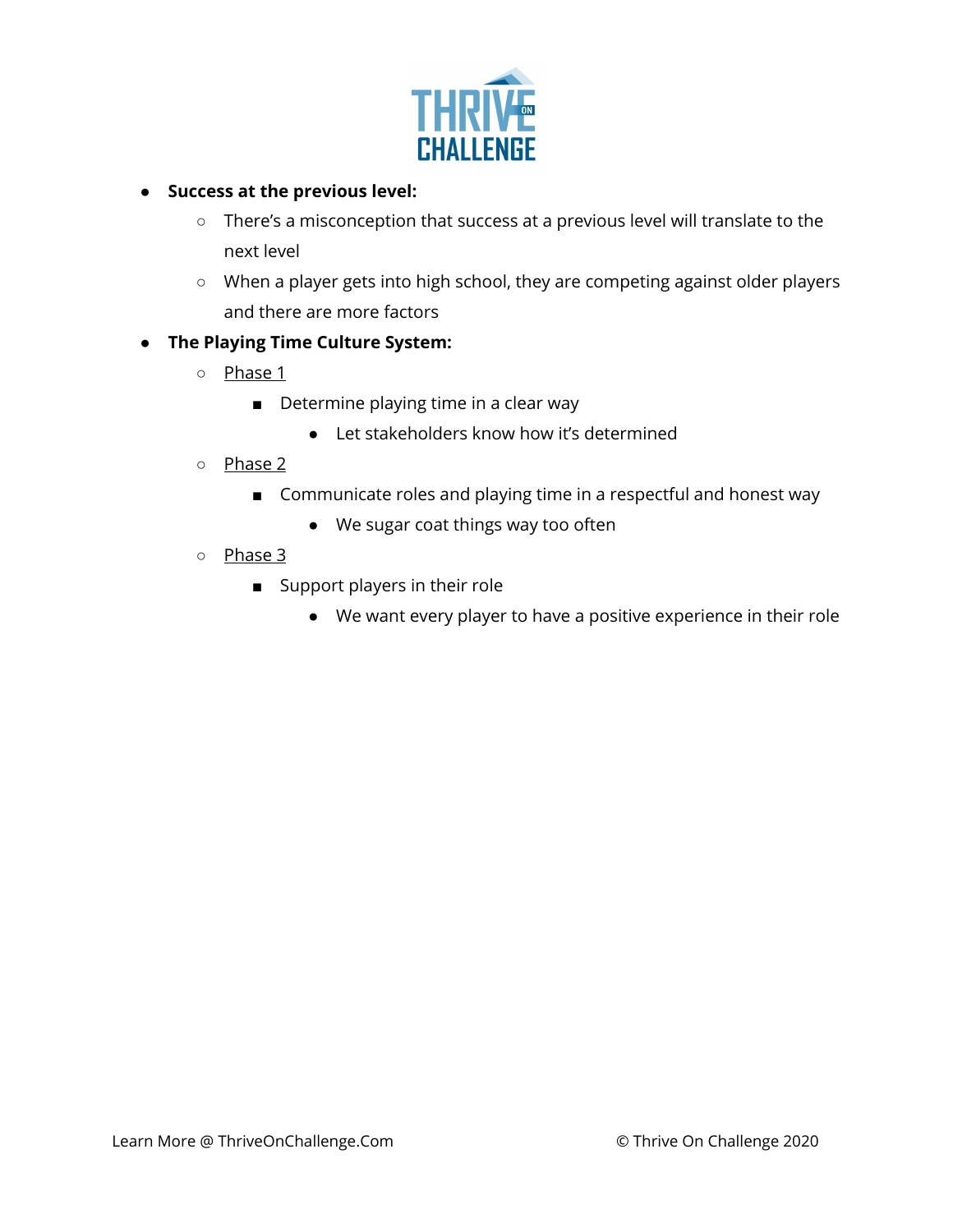- **Success at the previous level:**
  - There's a misconception that success at a previous level will translate to the next level
  - When a player gets into high school, they are competing against older players and there are more factors
- **The Playing Time Culture System:**
  - <u>Phase 1</u>
    - Determine playing time in a clear way
      - Let stakeholders know how it's determined
  - <u>Phase 2</u>
    - Communicate roles and playing time in a respectful and honest way
      - We sugar coat things way too often
  - <u>Phase 3</u>
    - Support players in their role
      - We want every player to have a positive experience in their role